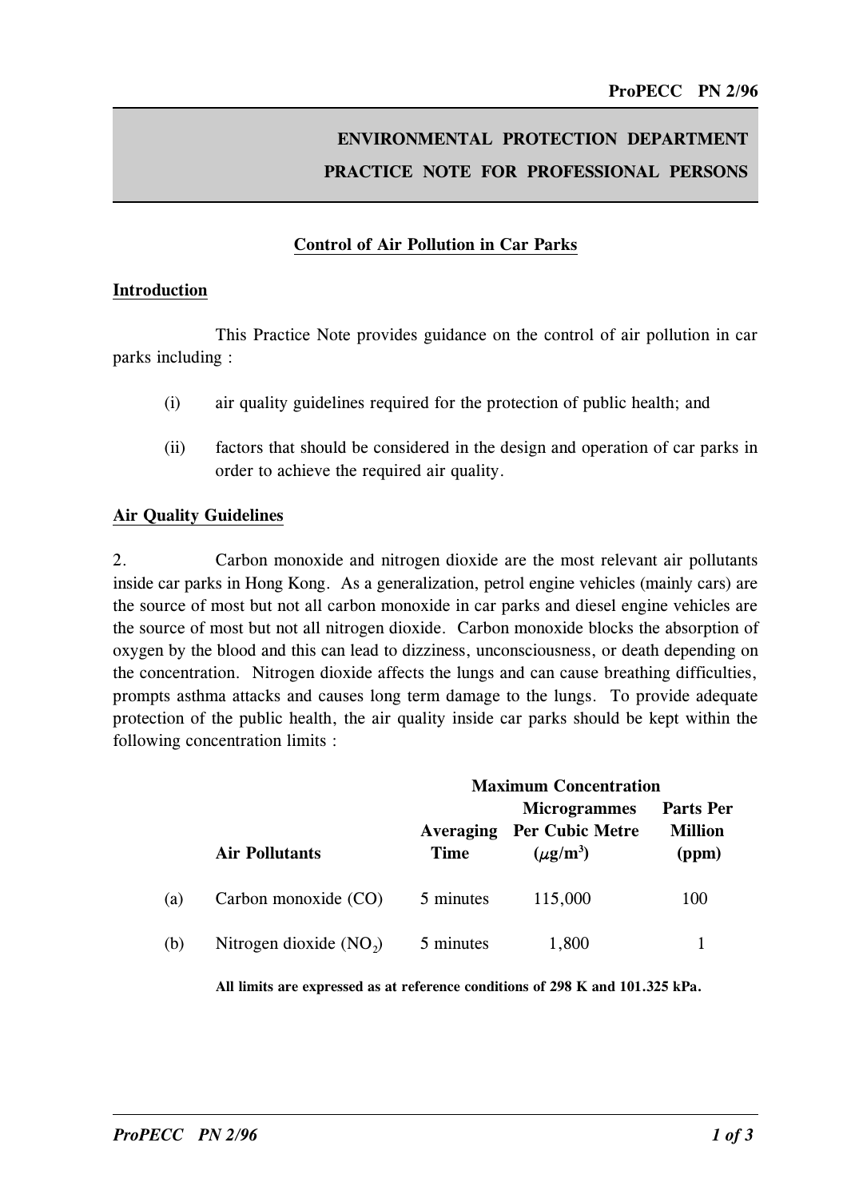# ENVIRONMENTAL PROTECTION DEPARTMENT
# PRACTICE NOTE FOR PROFESSIONAL PERSONS

## Control of Air Pollution in Car Parks

### Introduction

This Practice Note provides guidance on the control of air pollution in car parks including :

(i) air quality guidelines required for the protection of public health; and

(ii) factors that should be considered in the design and operation of car parks in order to achieve the required air quality.

### Air Quality Guidelines

2. Carbon monoxide and nitrogen dioxide are the most relevant air pollutants inside car parks in Hong Kong. As a generalization, petrol engine vehicles (mainly cars) are the source of most but not all carbon monoxide in car parks and diesel engine vehicles are the source of most but not all nitrogen dioxide. Carbon monoxide blocks the absorption of oxygen by the blood and this can lead to dizziness, unconsciousness, or death depending on the concentration. Nitrogen dioxide affects the lungs and can cause breathing difficulties, prompts asthma attacks and causes long term damage to the lungs. To provide adequate protection of the public health, the air quality inside car parks should be kept within the following concentration limits :

| | Air Pollutants | Averaging Time | Maximum Concentration Microgrammes Per Cubic Metre ($\mu g/m^3$) | Parts Per Million (ppm) |
|---|---|---|---|---|
| (a) | Carbon monoxide (CO) | 5 minutes | 115,000 | 100 |
| (b) | Nitrogen dioxide ($NO_2$) | 5 minutes | 1,800 | 1 |

**All limits are expressed as at reference conditions of 298 K and 101.325 kPa.**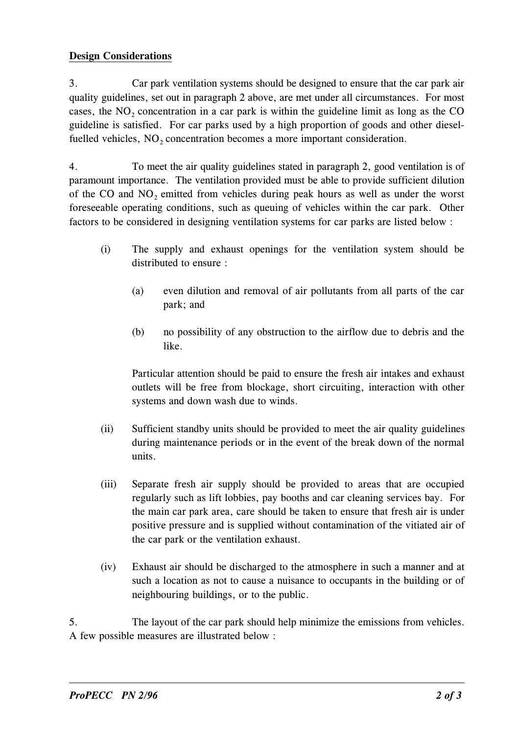**Design Considerations**

3. Car park ventilation systems should be designed to ensure that the car park air quality guidelines, set out in paragraph 2 above, are met under all circumstances. For most cases, the $NO_2$ concentration in a car park is within the guideline limit as long as the CO guideline is satisfied. For car parks used by a high proportion of goods and other diesel-fuelled vehicles, $NO_2$ concentration becomes a more important consideration.

4. To meet the air quality guidelines stated in paragraph 2, good ventilation is of paramount importance. The ventilation provided must be able to provide sufficient dilution of the CO and $NO_2$ emitted from vehicles during peak hours as well as under the worst foreseeable operating conditions, such as queuing of vehicles within the car park. Other factors to be considered in designing ventilation systems for car parks are listed below :

(i) The supply and exhaust openings for the ventilation system should be distributed to ensure :

   (a) even dilution and removal of air pollutants from all parts of the car park; and

   (b) no possibility of any obstruction to the airflow due to debris and the like.

   Particular attention should be paid to ensure the fresh air intakes and exhaust outlets will be free from blockage, short circuiting, interaction with other systems and down wash due to winds.

(ii) Sufficient standby units should be provided to meet the air quality guidelines during maintenance periods or in the event of the break down of the normal units.

(iii) Separate fresh air supply should be provided to areas that are occupied regularly such as lift lobbies, pay booths and car cleaning services bay. For the main car park area, care should be taken to ensure that fresh air is under positive pressure and is supplied without contamination of the vitiated air of the car park or the ventilation exhaust.

(iv) Exhaust air should be discharged to the atmosphere in such a manner and at such a location as not to cause a nuisance to occupants in the building or of neighbouring buildings, or to the public.

5. The layout of the car park should help minimize the emissions from vehicles. A few possible measures are illustrated below :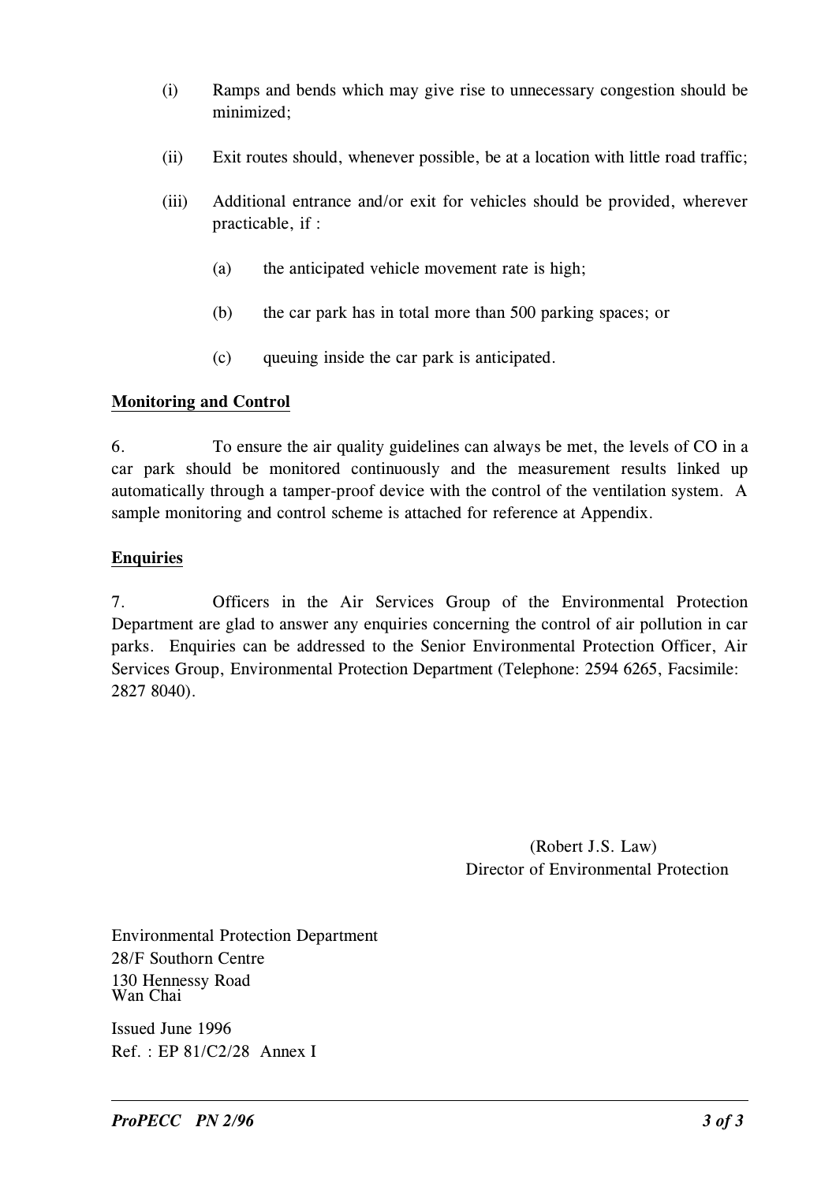(i) Ramps and bends which may give rise to unnecessary congestion should be minimized;

(ii) Exit routes should, whenever possible, be at a location with little road traffic;

(iii) Additional entrance and/or exit for vehicles should be provided, wherever practicable, if :

 (a) the anticipated vehicle movement rate is high;

 (b) the car park has in total more than 500 parking spaces; or

 (c) queuing inside the car park is anticipated.

**Monitoring and Control**

6. To ensure the air quality guidelines can always be met, the levels of CO in a car park should be monitored continuously and the measurement results linked up automatically through a tamper-proof device with the control of the ventilation system. A sample monitoring and control scheme is attached for reference at Appendix.

**Enquiries**

7. Officers in the Air Services Group of the Environmental Protection Department are glad to answer any enquiries concerning the control of air pollution in car parks. Enquiries can be addressed to the Senior Environmental Protection Officer, Air Services Group, Environmental Protection Department (Telephone: 2594 6265, Facsimile: 2827 8040).

(Robert J.S. Law)
Director of Environmental Protection

Environmental Protection Department
28/F Southorn Centre
130 Hennessy Road
Wan Chai

Issued June 1996
Ref. : EP 81/C2/28 Annex I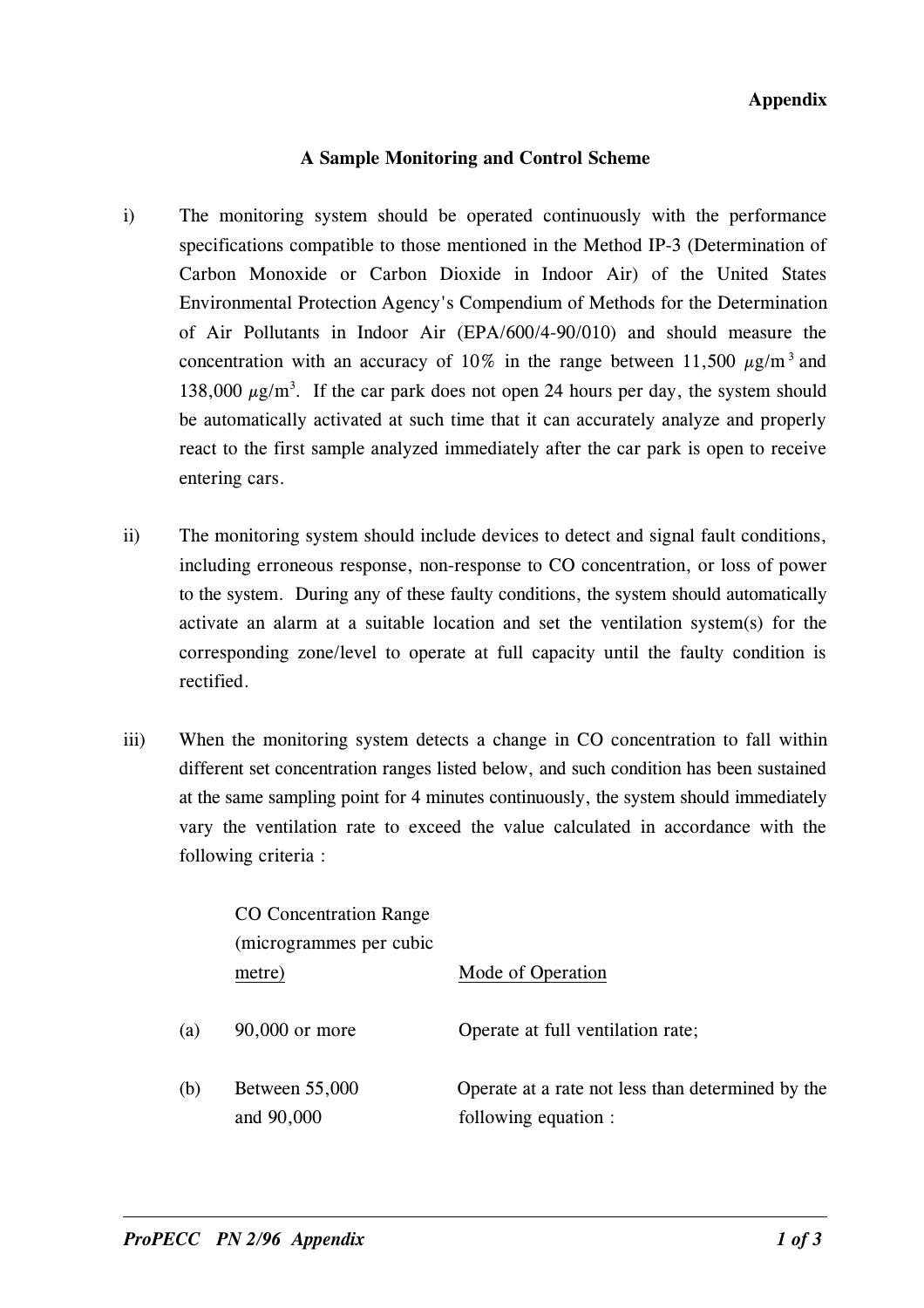**Appendix**

**A Sample Monitoring and Control Scheme**

i) The monitoring system should be operated continuously with the performance specifications compatible to those mentioned in the Method IP-3 (Determination of Carbon Monoxide or Carbon Dioxide in Indoor Air) of the United States Environmental Protection Agency's Compendium of Methods for the Determination of Air Pollutants in Indoor Air (EPA/600/4-90/010) and should measure the concentration with an accuracy of 10% in the range between 11,500 $\mu g/m^3$ and 138,000 $\mu g/m^3$. If the car park does not open 24 hours per day, the system should be automatically activated at such time that it can accurately analyze and properly react to the first sample analyzed immediately after the car park is open to receive entering cars.

ii) The monitoring system should include devices to detect and signal fault conditions, including erroneous response, non-response to CO concentration, or loss of power to the system. During any of these faulty conditions, the system should automatically activate an alarm at a suitable location and set the ventilation system(s) for the corresponding zone/level to operate at full capacity until the faulty condition is rectified.

iii) When the monitoring system detects a change in CO concentration to fall within different set concentration ranges listed below, and such condition has been sustained at the same sampling point for 4 minutes continuously, the system should immediately vary the ventilation rate to exceed the value calculated in accordance with the following criteria :

| | CO Concentration Range (microgrammes per cubic metre) | Mode of Operation |
|---|---|---|
| (a) | 90,000 or more | Operate at full ventilation rate; |
| (b) | Between 55,000 and 90,000 | Operate at a rate not less than determined by the following equation : |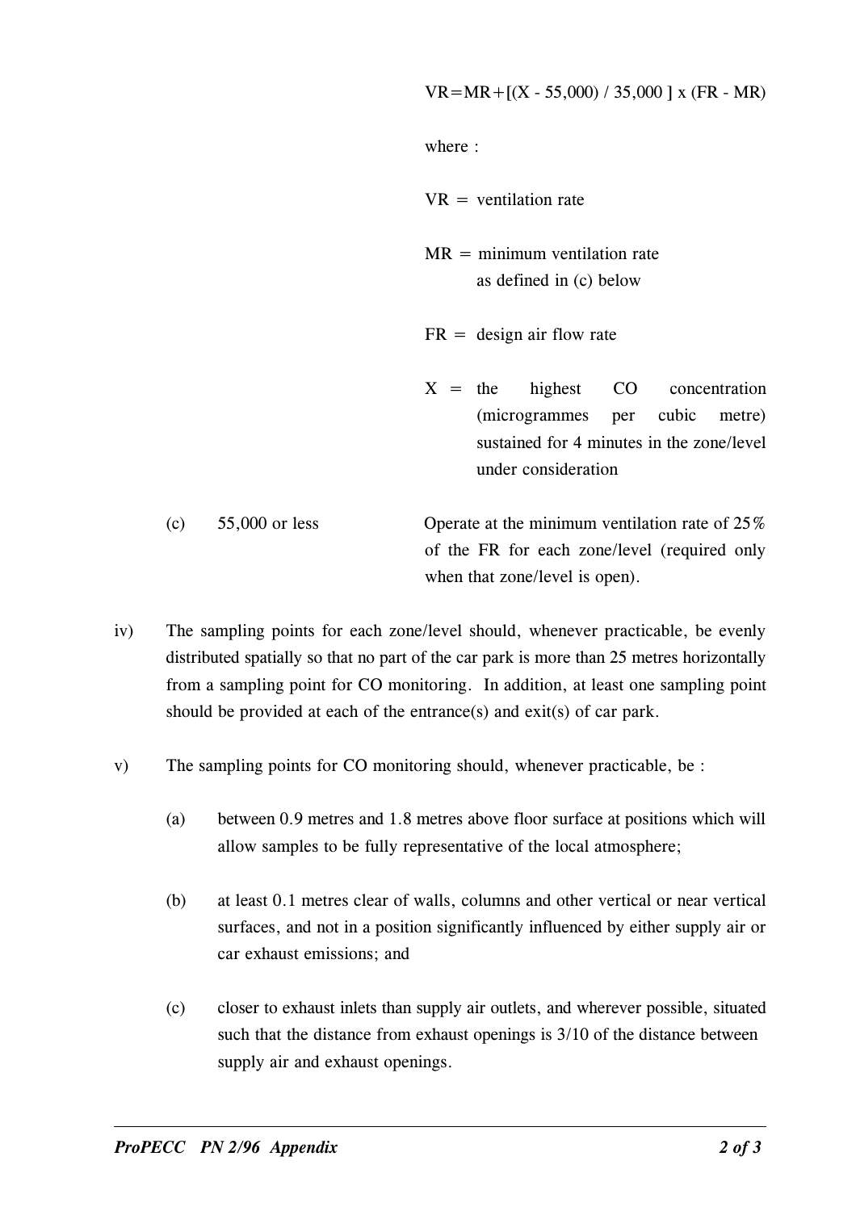$$VR = MR + [(X - 55{,}000) / 35{,}000] \times (FR - MR)$$

where :

VR = ventilation rate

MR = minimum ventilation rate as defined in (c) below

FR = design air flow rate

X = the highest CO concentration (microgrammes per cubic metre) sustained for 4 minutes in the zone/level under consideration

| | | |
|---|---|---|
| (c) | 55,000 or less | Operate at the minimum ventilation rate of 25% of the FR for each zone/level (required only when that zone/level is open). |

iv) The sampling points for each zone/level should, whenever practicable, be evenly distributed spatially so that no part of the car park is more than 25 metres horizontally from a sampling point for CO monitoring. In addition, at least one sampling point should be provided at each of the entrance(s) and exit(s) of car park.

v) The sampling points for CO monitoring should, whenever practicable, be :

(a) between 0.9 metres and 1.8 metres above floor surface at positions which will allow samples to be fully representative of the local atmosphere;

(b) at least 0.1 metres clear of walls, columns and other vertical or near vertical surfaces, and not in a position significantly influenced by either supply air or car exhaust emissions; and

(c) closer to exhaust inlets than supply air outlets, and wherever possible, situated such that the distance from exhaust openings is 3/10 of the distance between supply air and exhaust openings.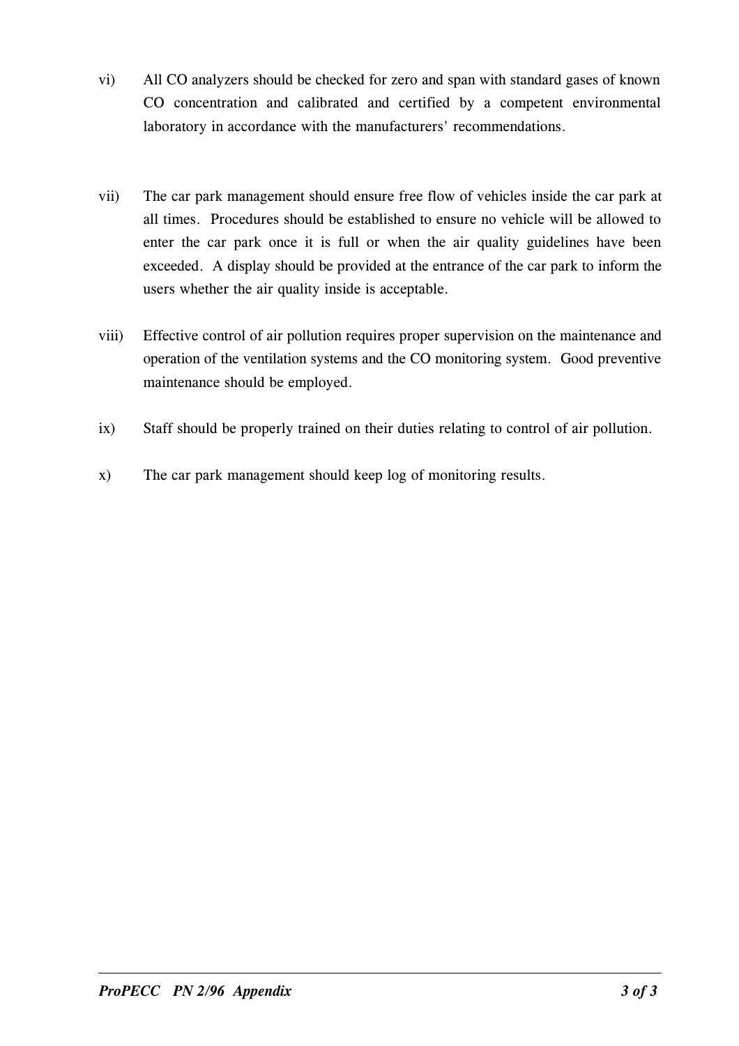vi) All CO analyzers should be checked for zero and span with standard gases of known CO concentration and calibrated and certified by a competent environmental laboratory in accordance with the manufacturers' recommendations.

vii) The car park management should ensure free flow of vehicles inside the car park at all times. Procedures should be established to ensure no vehicle will be allowed to enter the car park once it is full or when the air quality guidelines have been exceeded. A display should be provided at the entrance of the car park to inform the users whether the air quality inside is acceptable.

viii) Effective control of air pollution requires proper supervision on the maintenance and operation of the ventilation systems and the CO monitoring system. Good preventive maintenance should be employed.

ix) Staff should be properly trained on their duties relating to control of air pollution.

x) The car park management should keep log of monitoring results.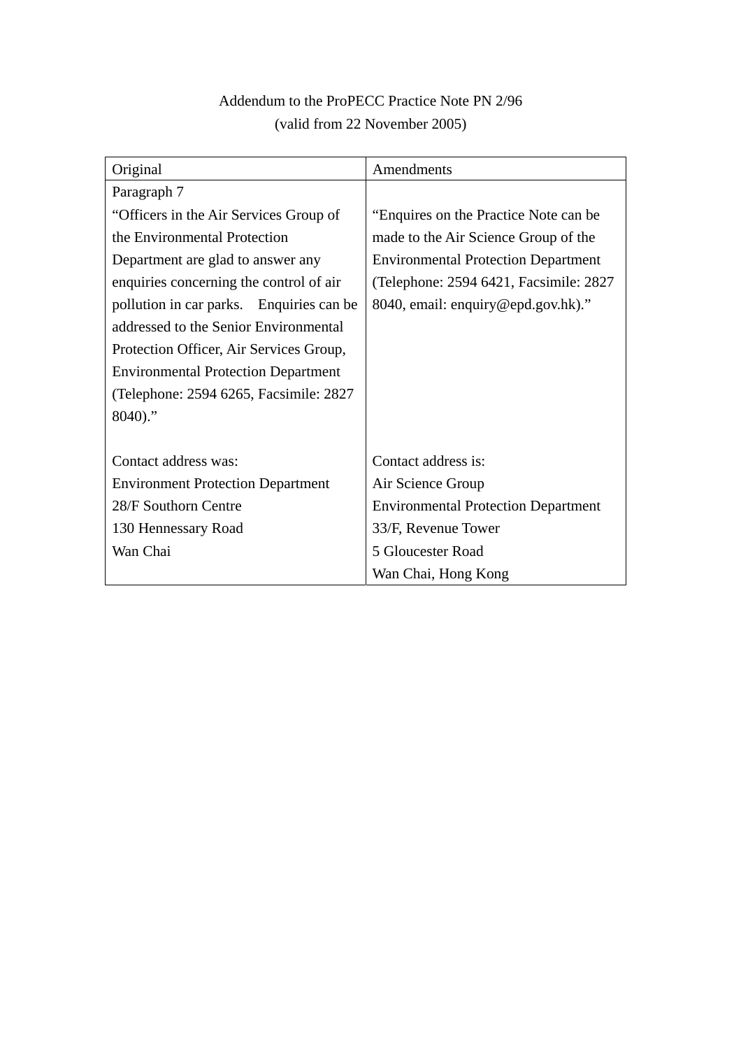Addendum to the ProPECC Practice Note PN 2/96
(valid from 22 November 2005)

| Original | Amendments |
|---|---|
| Paragraph 7<br>"Officers in the Air Services Group of the Environmental Protection Department are glad to answer any enquiries concerning the control of air pollution in car parks. Enquiries can be addressed to the Senior Environmental Protection Officer, Air Services Group, Environmental Protection Department (Telephone: 2594 6265, Facsimile: 2827 8040)." | "Enquires on the Practice Note can be made to the Air Science Group of the Environmental Protection Department (Telephone: 2594 6421, Facsimile: 2827 8040, email: enquiry@epd.gov.hk)." |
| Contact address was:<br>Environment Protection Department<br>28/F Southorn Centre<br>130 Hennessary Road<br>Wan Chai | Contact address is:<br>Air Science Group<br>Environmental Protection Department<br>33/F, Revenue Tower<br>5 Gloucester Road<br>Wan Chai, Hong Kong |